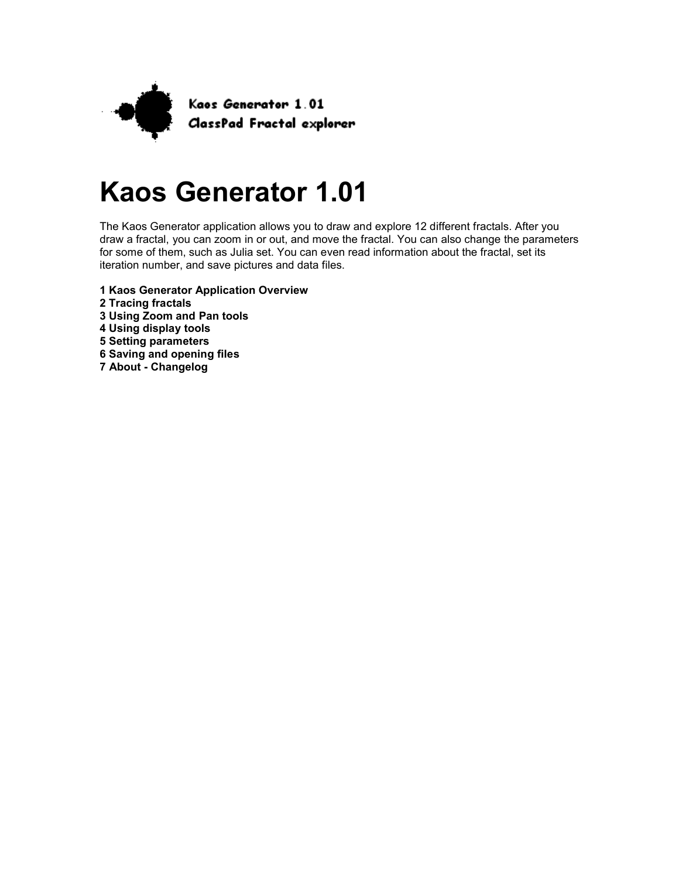# Kaos Generator 1.01

The Kaos Generator application allows you to draw and explore 12 different fractals. After you draw a fractal, you can zoom in or out, and move the fractal. You can also change the parameters for some of them, such as Julia set. You can even read information about the fractal, set its iteration number, and save pictures and data files.

**1 Kaos Generator Application Overview**
**2 Tracing fractals**
**3 Using Zoom and Pan tools**
**4 Using display tools**
**5 Setting parameters**
**6 Saving and opening files**
**7 About - Changelog**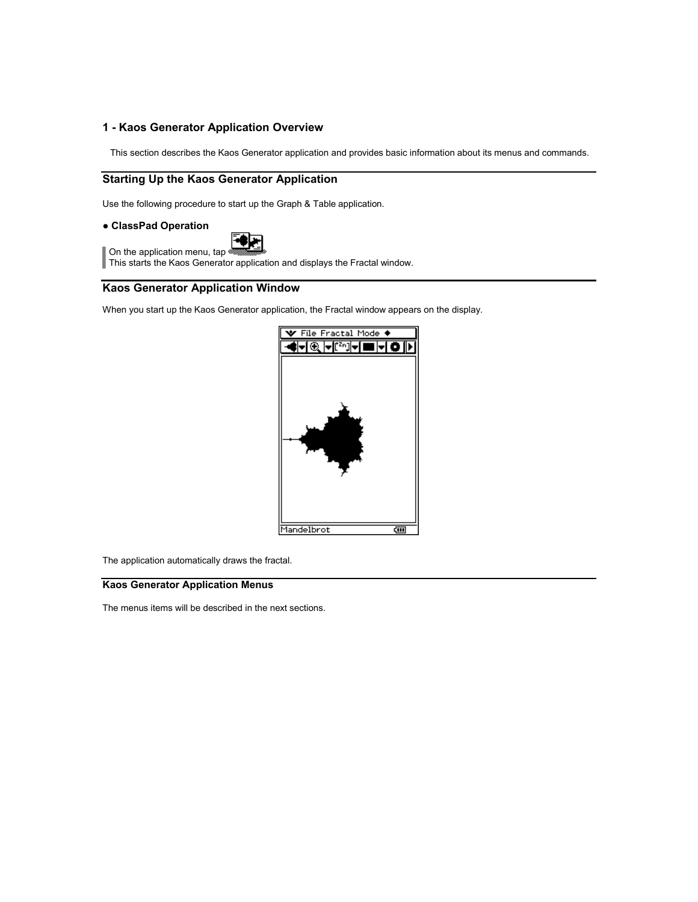## 1 - Kaos Generator Application Overview

This section describes the Kaos Generator application and provides basic information about its menus and commands.

### Starting Up the Kaos Generator Application

Use the following procedure to start up the Graph & Table application.

**● ClassPad Operation**

On the application menu, tap

This starts the Kaos Generator application and displays the Fractal window.

### Kaos Generator Application Window

When you start up the Kaos Generator application, the Fractal window appears on the display.

The application automatically draws the fractal.

#### Kaos Generator Application Menus

The menus items will be described in the next sections.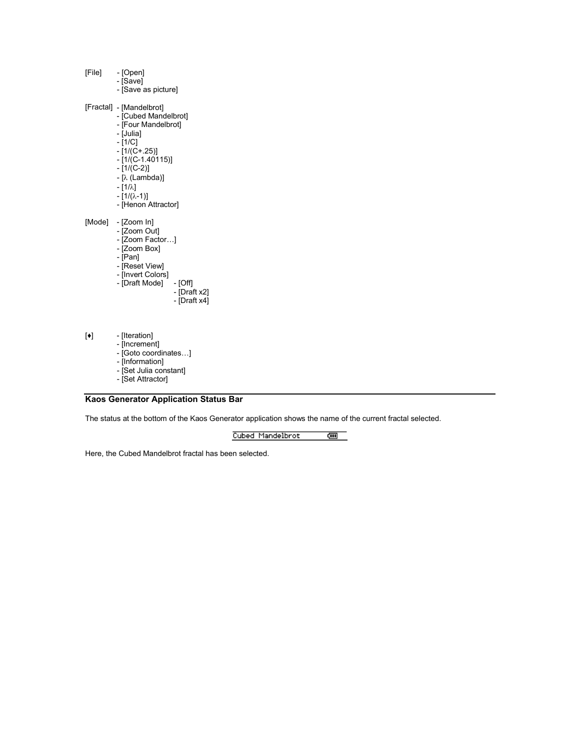[File] - [Open]
- [Save]
- [Save as picture]

[Fractal] - [Mandelbrot]
- [Cubed Mandelbrot]
- [Four Mandelbrot]
- [Julia]
- [1/C]
- [1/(C+.25)]
- [1/(C-1.40115)]
- [1/(C-2)]
- [λ (Lambda)]
- [1/λ]
- [1/(λ-1)]
- [Henon Attractor]

[Mode] - [Zoom In]
- [Zoom Out]
- [Zoom Factor…]
- [Zoom Box]
- [Pan]
- [Reset View]
- [Invert Colors]
- [Draft Mode] - [Off]
  - [Draft x2]
  - [Draft x4]

[♦] - [Iteration]
- [Increment]
- [Goto coordinates…]
- [Information]
- [Set Julia constant]
- [Set Attractor]

### Kaos Generator Application Status Bar

The status at the bottom of the Kaos Generator application shows the name of the current fractal selected.

Cubed Mandelbrot

Here, the Cubed Mandelbrot fractal has been selected.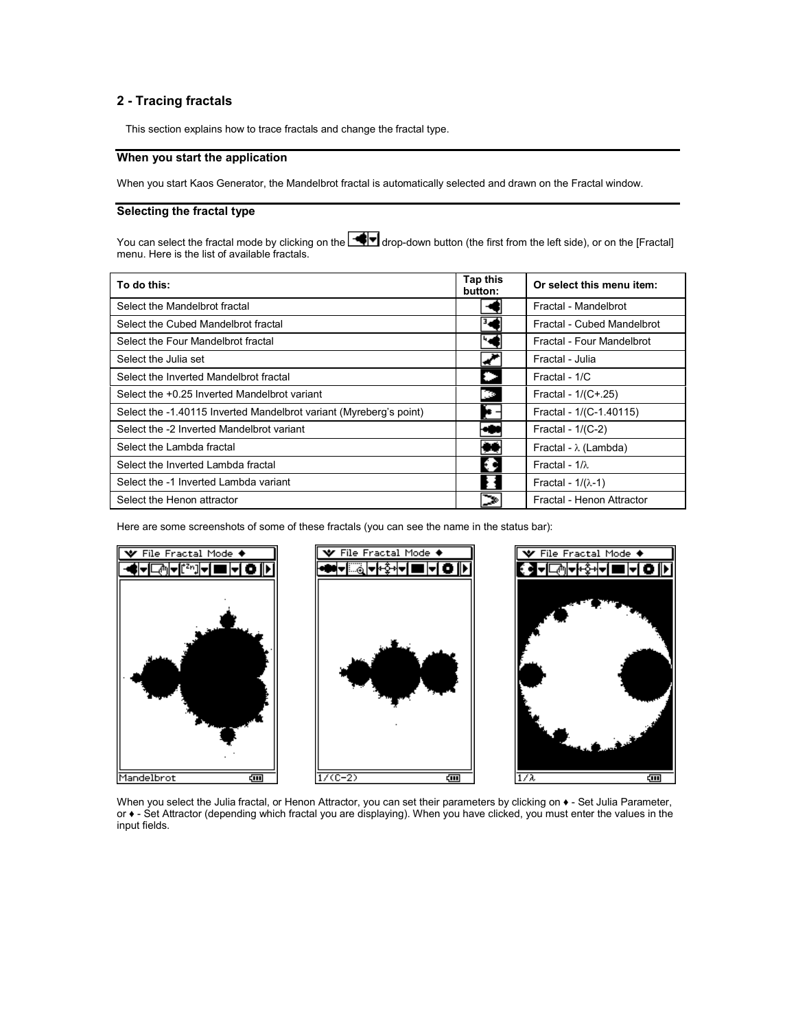## 2 - Tracing fractals

This section explains how to trace fractals and change the fractal type.

### When you start the application

When you start Kaos Generator, the Mandelbrot fractal is automatically selected and drawn on the Fractal window.

### Selecting the fractal type

You can select the fractal mode by clicking on the drop-down button (the first from the left side), or on the [Fractal] menu. Here is the list of available fractals.

| To do this: | Tap this button: | Or select this menu item: |
|---|---|---|
| Select the Mandelbrot fractal | | Fractal - Mandelbrot |
| Select the Cubed Mandelbrot fractal | | Fractal - Cubed Mandelbrot |
| Select the Four Mandelbrot fractal | | Fractal - Four Mandelbrot |
| Select the Julia set | | Fractal - Julia |
| Select the Inverted Mandelbrot fractal | | Fractal - 1/C |
| Select the +0.25 Inverted Mandelbrot variant | | Fractal - 1/(C+.25) |
| Select the -1.40115 Inverted Mandelbrot variant (Myreberg's point) | | Fractal - 1/(C-1.40115) |
| Select the -2 Inverted Mandelbrot variant | | Fractal - 1/(C-2) |
| Select the Lambda fractal | | Fractal - λ (Lambda) |
| Select the Inverted Lambda fractal | | Fractal - 1/λ |
| Select the -1 Inverted Lambda variant | | Fractal - 1/(λ-1) |
| Select the Henon attractor | | Fractal - Henon Attractor |

Here are some screenshots of some of these fractals (you can see the name in the status bar):

When you select the Julia fractal, or Henon Attractor, you can set their parameters by clicking on ♦ - Set Julia Parameter, or ♦ - Set Attractor (depending which fractal you are displaying). When you have clicked, you must enter the values in the input fields.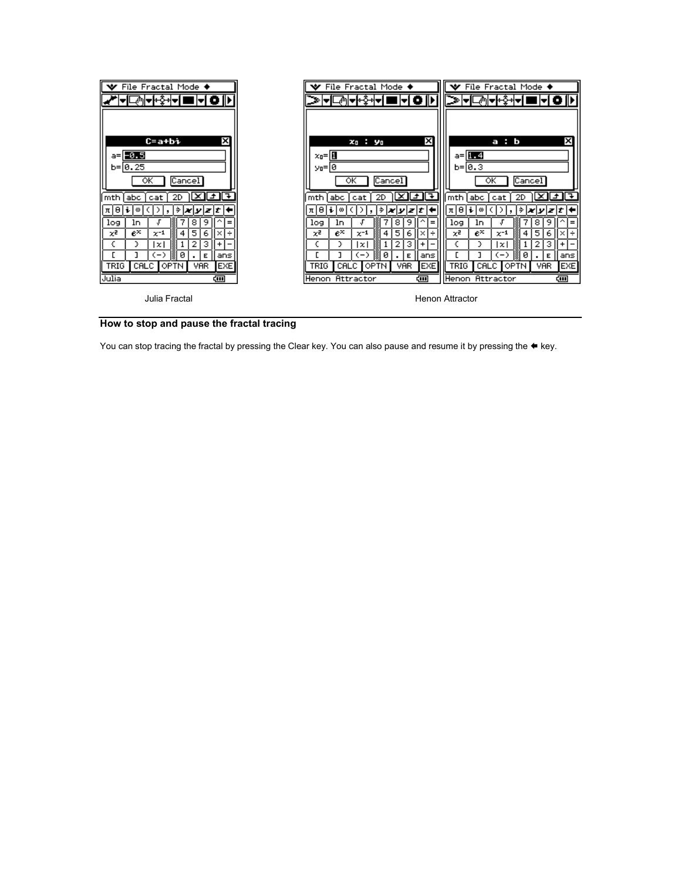Julia Fractal

Henon Attractor

## How to stop and pause the fractal tracing

You can stop tracing the fractal by pressing the Clear key. You can also pause and resume it by pressing the ⬅ key.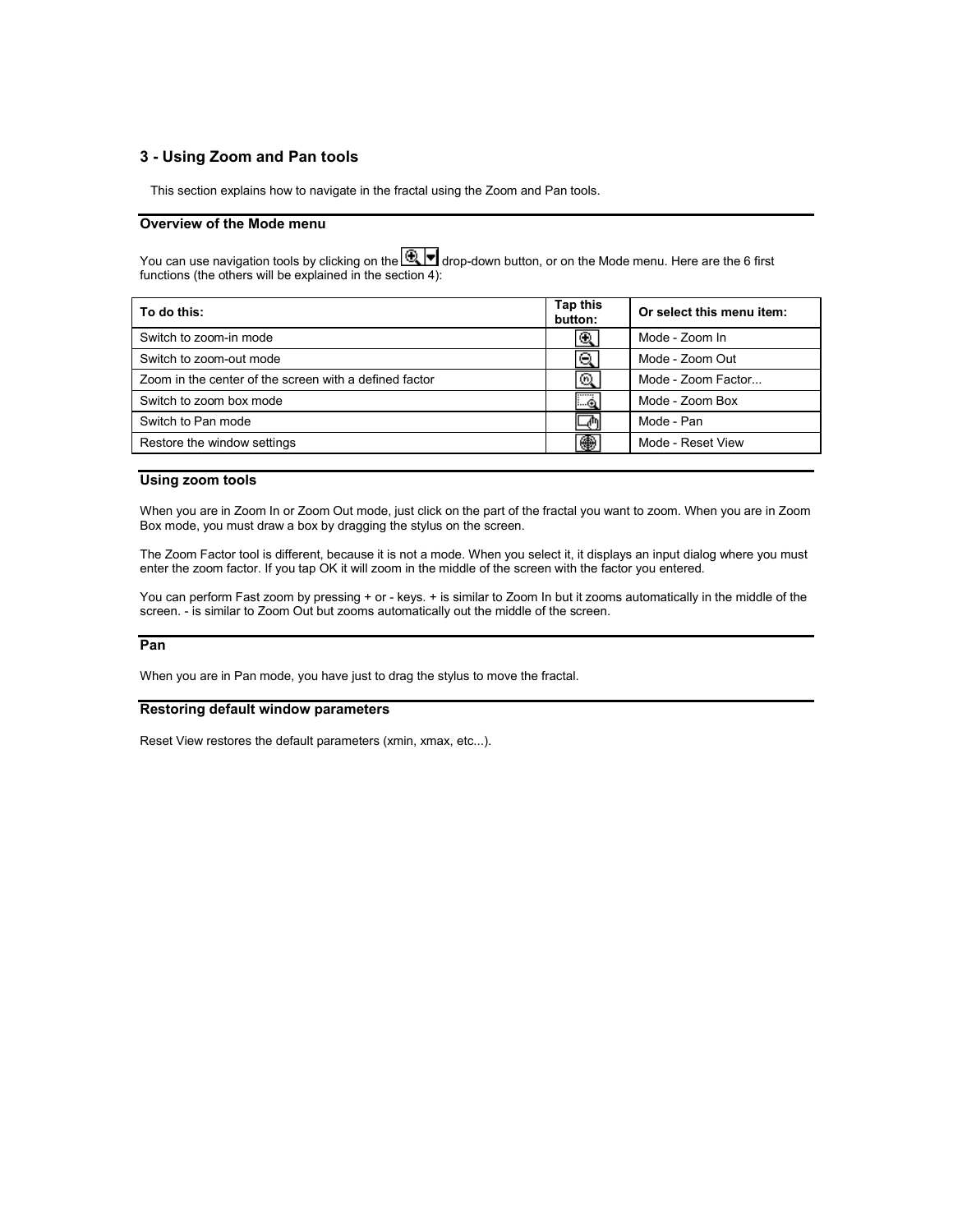## 3 - Using Zoom and Pan tools

This section explains how to navigate in the fractal using the Zoom and Pan tools.

### Overview of the Mode menu

You can use navigation tools by clicking on the drop-down button, or on the Mode menu. Here are the 6 first functions (the others will be explained in the section 4):

| To do this: | Tap this button: | Or select this menu item: |
|---|---|---|
| Switch to zoom-in mode | | Mode - Zoom In |
| Switch to zoom-out mode | | Mode - Zoom Out |
| Zoom in the center of the screen with a defined factor | | Mode - Zoom Factor... |
| Switch to zoom box mode | | Mode - Zoom Box |
| Switch to Pan mode | | Mode - Pan |
| Restore the window settings | | Mode - Reset View |

### Using zoom tools

When you are in Zoom In or Zoom Out mode, just click on the part of the fractal you want to zoom. When you are in Zoom Box mode, you must draw a box by dragging the stylus on the screen.

The Zoom Factor tool is different, because it is not a mode. When you select it, it displays an input dialog where you must enter the zoom factor. If you tap OK it will zoom in the middle of the screen with the factor you entered.

You can perform Fast zoom by pressing + or - keys. + is similar to Zoom In but it zooms automatically in the middle of the screen. - is similar to Zoom Out but zooms automatically out the middle of the screen.

### Pan

When you are in Pan mode, you have just to drag the stylus to move the fractal.

### Restoring default window parameters

Reset View restores the default parameters (xmin, xmax, etc...).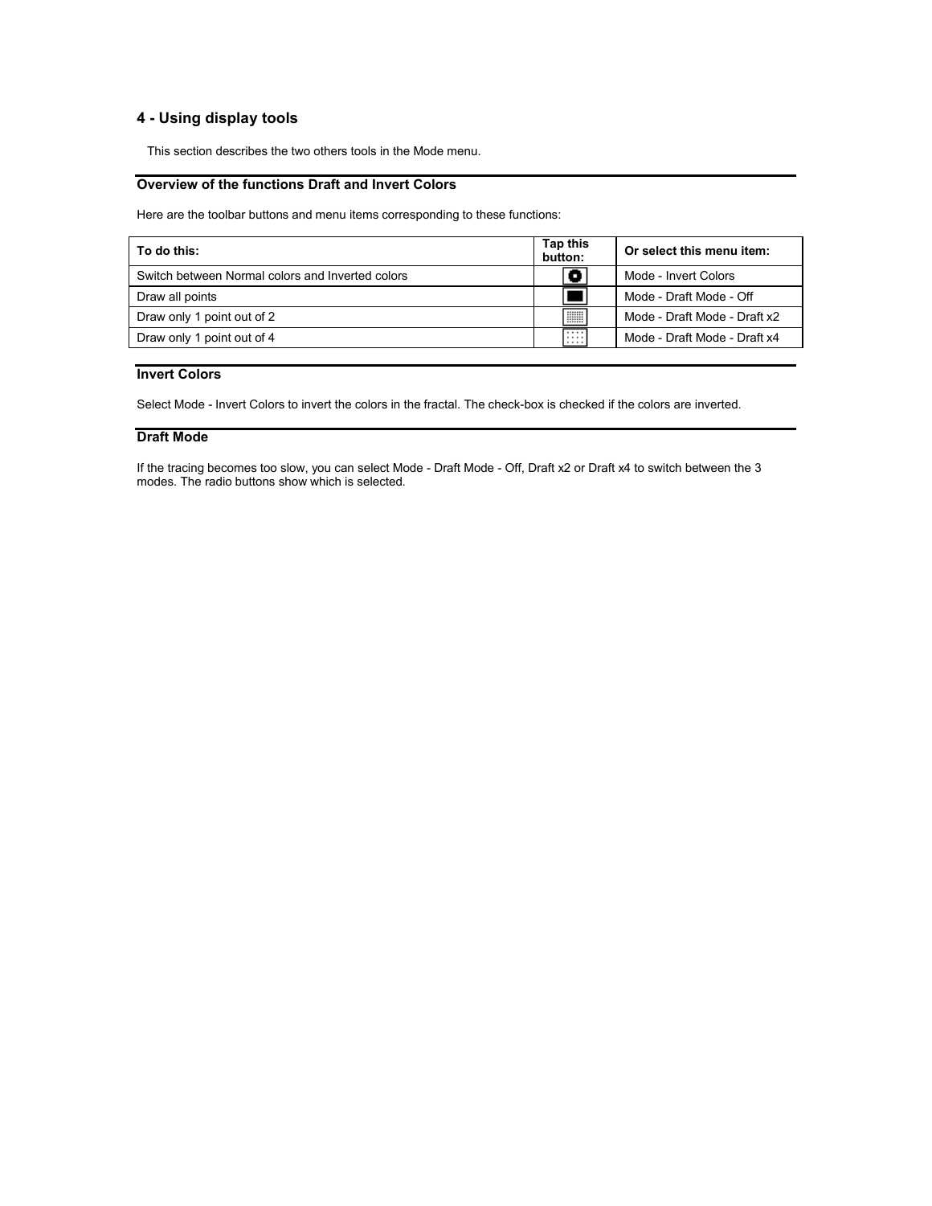## 4 - Using display tools

This section describes the two others tools in the Mode menu.

### Overview of the functions Draft and Invert Colors

Here are the toolbar buttons and menu items corresponding to these functions:

| To do this: | Tap this button: | Or select this menu item: |
|---|---|---|
| Switch between Normal colors and Inverted colors | | Mode - Invert Colors |
| Draw all points | | Mode - Draft Mode - Off |
| Draw only 1 point out of 2 | | Mode - Draft Mode - Draft x2 |
| Draw only 1 point out of 4 | | Mode - Draft Mode - Draft x4 |

### Invert Colors

Select Mode - Invert Colors to invert the colors in the fractal. The check-box is checked if the colors are inverted.

### Draft Mode

If the tracing becomes too slow, you can select Mode - Draft Mode - Off, Draft x2 or Draft x4 to switch between the 3 modes. The radio buttons show which is selected.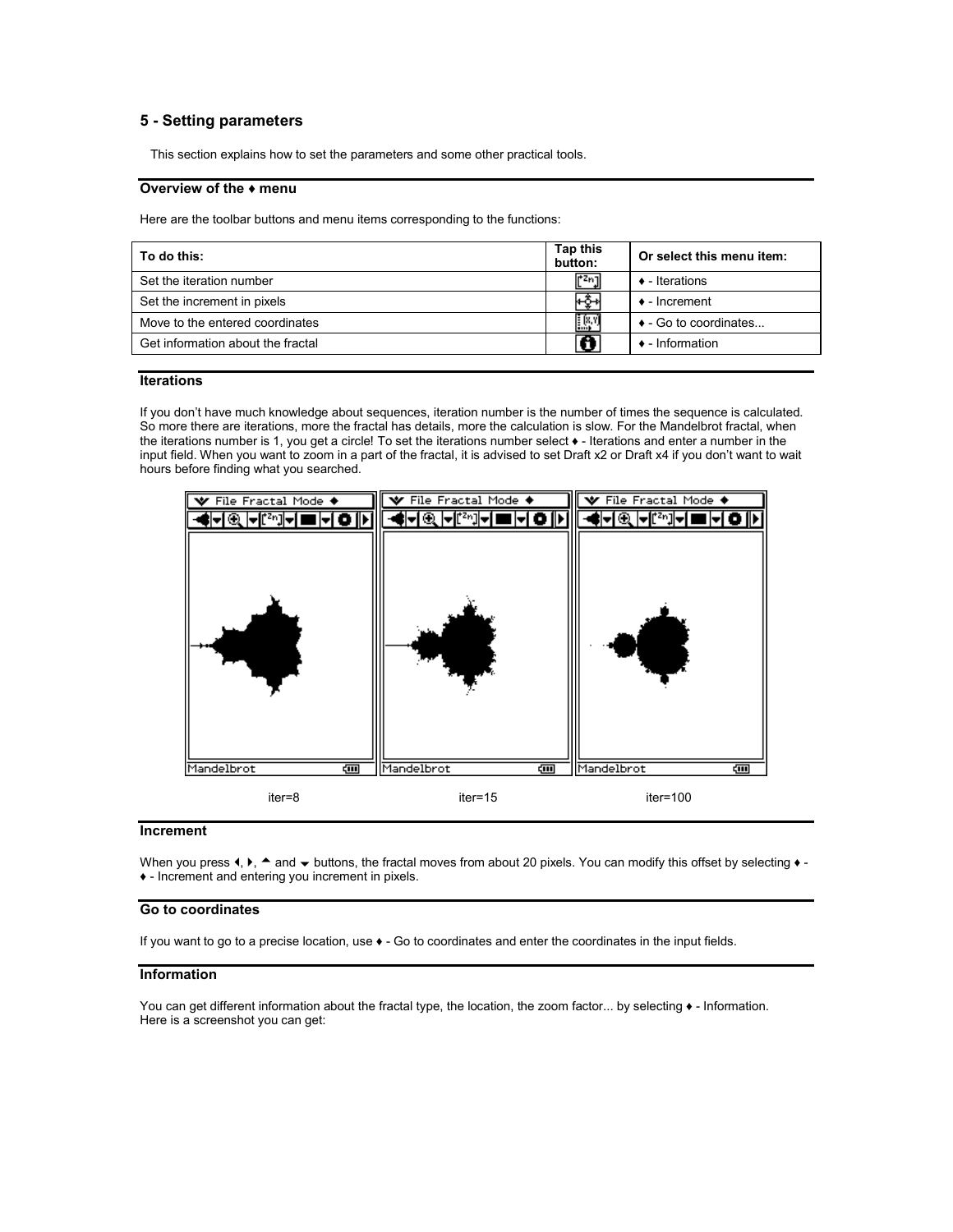## 5 - Setting parameters

This section explains how to set the parameters and some other practical tools.

### Overview of the ♦ menu

Here are the toolbar buttons and menu items corresponding to the functions:

| To do this: | Tap this button: | Or select this menu item: |
|---|---|---|
| Set the iteration number | | ♦ - Iterations |
| Set the increment in pixels | | ♦ - Increment |
| Move to the entered coordinates | | ♦ - Go to coordinates... |
| Get information about the fractal | | ♦ - Information |

### Iterations

If you don't have much knowledge about sequences, iteration number is the number of times the sequence is calculated. So more there are iterations, more the fractal has details, more the calculation is slow. For the Mandelbrot fractal, when the iterations number is 1, you get a circle! To set the iterations number select ♦ - Iterations and enter a number in the input field. When you want to zoom in a part of the fractal, it is advised to set Draft x2 or Draft x4 if you don't want to wait hours before finding what you searched.

iter=8 iter=15 iter=100

### Increment

When you press ◄, ►, ▲ and ▼ buttons, the fractal moves from about 20 pixels. You can modify this offset by selecting ♦ - ♦ - Increment and entering you increment in pixels.

### Go to coordinates

If you want to go to a precise location, use ♦ - Go to coordinates and enter the coordinates in the input fields.

### Information

You can get different information about the fractal type, the location, the zoom factor... by selecting ♦ - Information. Here is a screenshot you can get: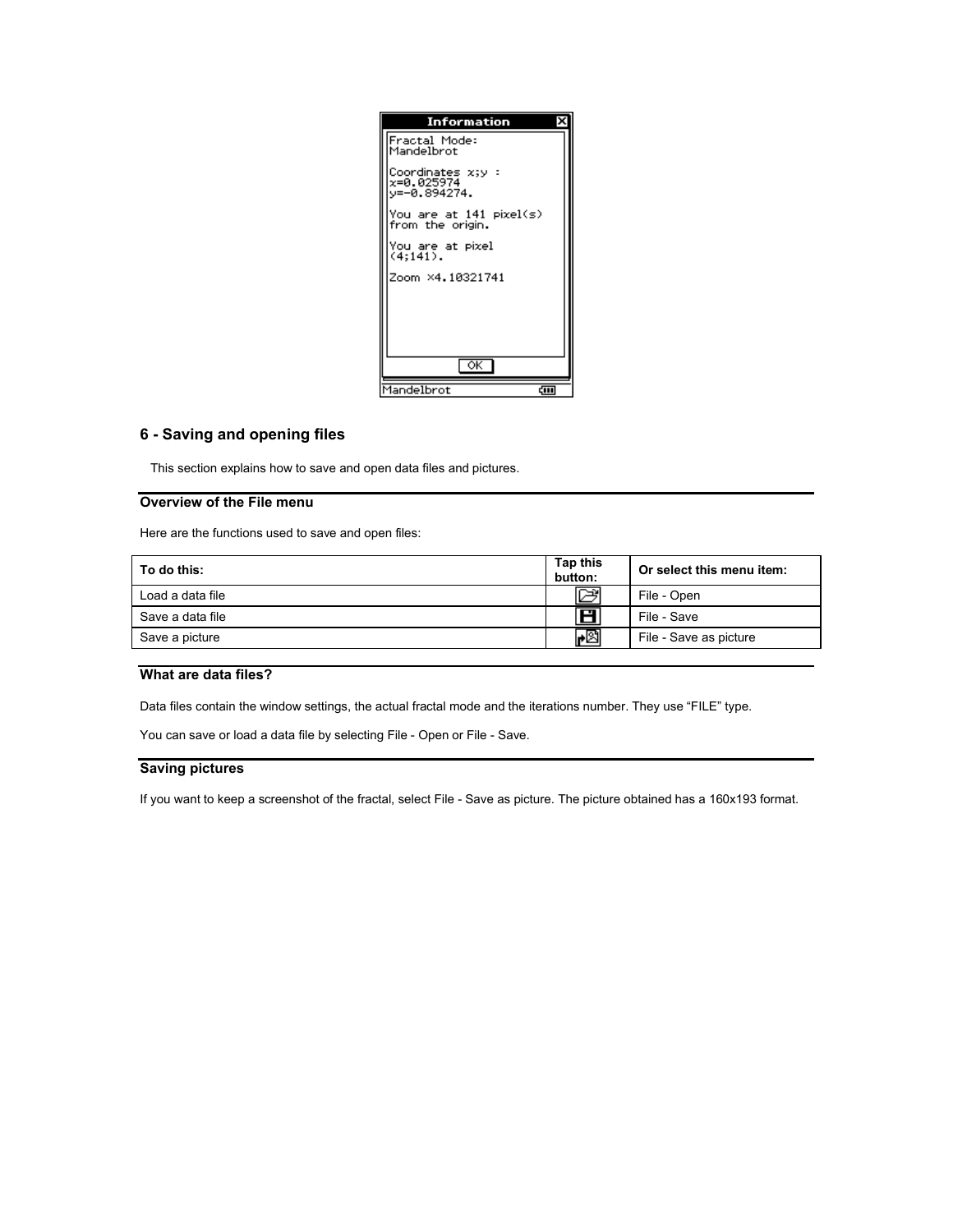## 6 - Saving and opening files

This section explains how to save and open data files and pictures.

### Overview of the File menu

Here are the functions used to save and open files:

| To do this: | Tap this button: | Or select this menu item: |
|---|---|---|
| Load a data file | | File - Open |
| Save a data file | | File - Save |
| Save a picture | | File - Save as picture |

### What are data files?

Data files contain the window settings, the actual fractal mode and the iterations number. They use “FILE” type.

You can save or load a data file by selecting File - Open or File - Save.

### Saving pictures

If you want to keep a screenshot of the fractal, select File - Save as picture. The picture obtained has a 160x193 format.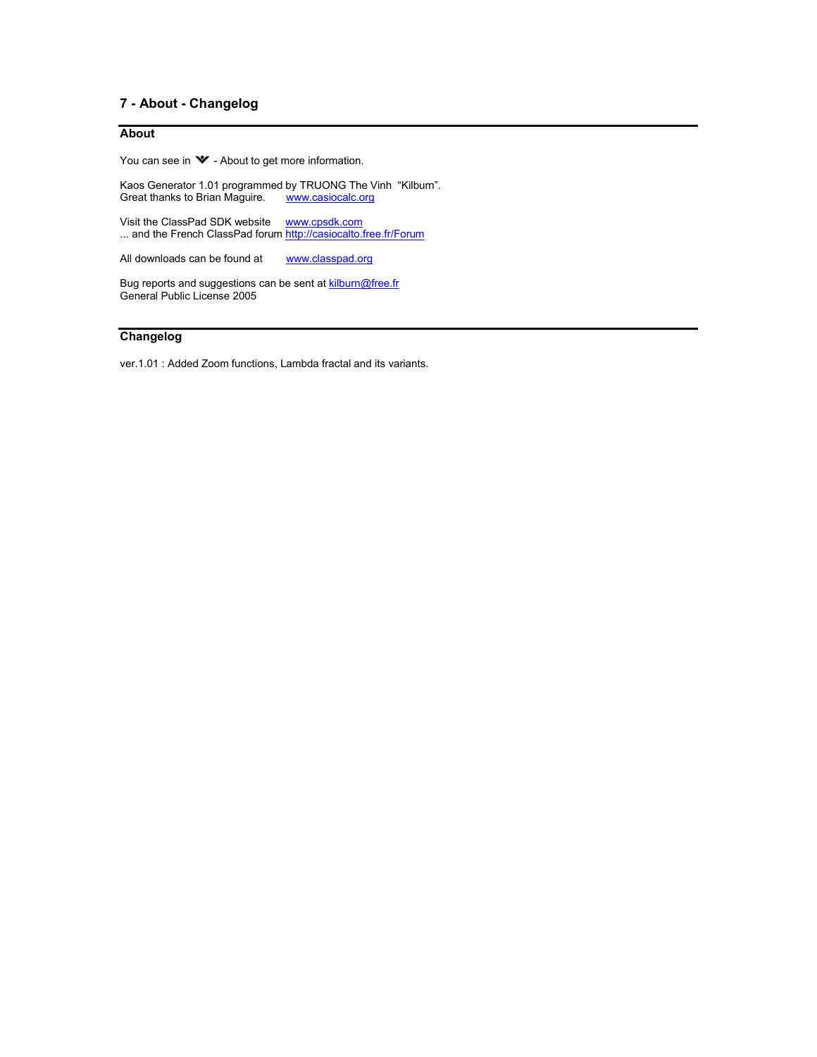## 7 - About - Changelog

### About

You can see in ❯❯ - About to get more information.

Kaos Generator 1.01 programmed by TRUONG The Vinh “Kilburn”.
Great thanks to Brian Maguire. www.casiocalc.org

Visit the ClassPad SDK website www.cpsdk.com
... and the French ClassPad forum http://casiocalto.free.fr/Forum

All downloads can be found at www.classpad.org

Bug reports and suggestions can be sent at kilburn@free.fr
General Public License 2005

### Changelog

ver.1.01 : Added Zoom functions, Lambda fractal and its variants.